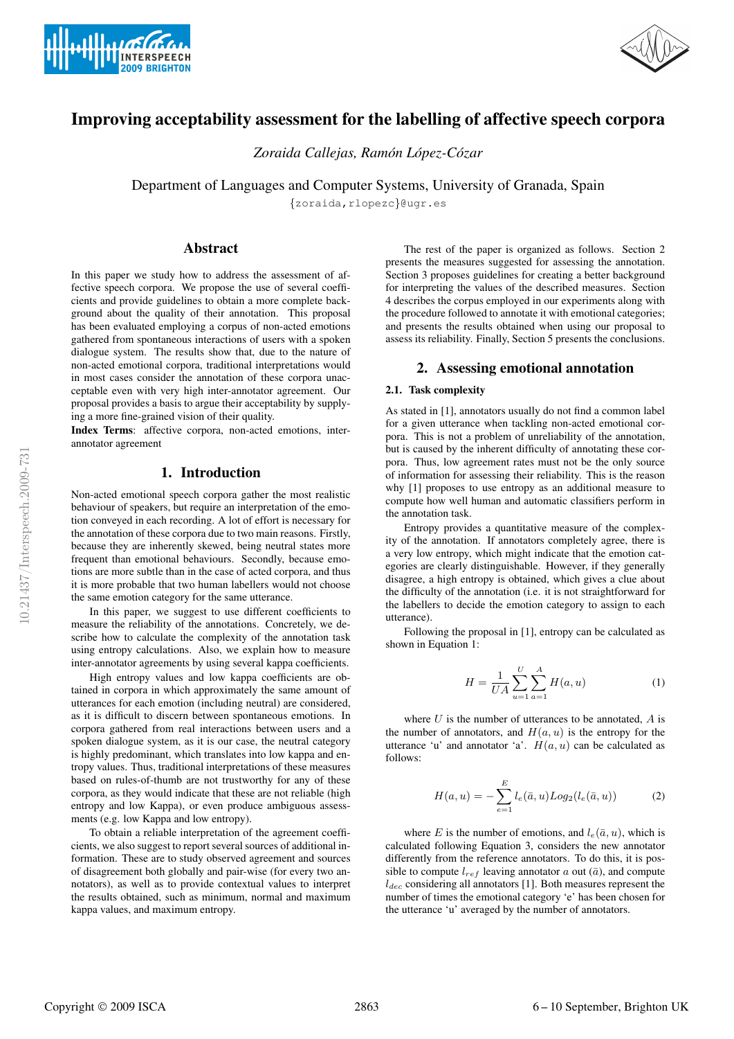# Improving acceptability assessment for the labelling of affective speech corpora

*Zoraida Callejas, Ramón López-Cózar*

Department of Languages and Computer Systems, University of Granada, Spain

{zoraida,rlopezc}@ugr.es

## Abstract

In this paper we study how to address the assessment of affective speech corpora. We propose the use of several coefficients and provide guidelines to obtain a more complete background about the quality of their annotation. This proposal has been evaluated employing a corpus of non-acted emotions gathered from spontaneous interactions of users with a spoken dialogue system. The results show that, due to the nature of non-acted emotional corpora, traditional interpretations would in most cases consider the annotation of these corpora unacceptable even with very high inter-annotator agreement. Our proposal provides a basis to argue their acceptability by supplying a more fine-grained vision of their quality.

**Index Terms**: affective corpora, non-acted emotions, inter-annotator agreement

## 1. Introduction

Non-acted emotional speech corpora gather the most realistic behaviour of speakers, but require an interpretation of the emotion conveyed in each recording. A lot of effort is necessary for the annotation of these corpora due to two main reasons. Firstly, because they are inherently skewed, being neutral states more frequent than emotional behaviours. Secondly, because emotions are more subtle than in the case of acted corpora, and thus it is more probable that two human labellers would not choose the same emotion category for the same utterance.

In this paper, we suggest to use different coefficients to measure the reliability of the annotations. Concretely, we describe how to calculate the complexity of the annotation task using entropy calculations. Also, we explain how to measure inter-annotator agreements by using several kappa coefficients.

High entropy values and low kappa coefficients are obtained in corpora in which approximately the same amount of utterances for each emotion (including neutral) are considered, as it is difficult to discern between spontaneous emotions. In corpora gathered from real interactions between users and a spoken dialogue system, as it is our case, the neutral category is highly predominant, which translates into low kappa and entropy values. Thus, traditional interpretations of these measures based on rules-of-thumb are not trustworthy for any of these corpora, as they would indicate that these are not reliable (high entropy and low Kappa), or even produce ambiguous assessments (e.g. low Kappa and low entropy).

To obtain a reliable interpretation of the agreement coefficients, we also suggest to report several sources of additional information. These are to study observed agreement and sources of disagreement both globally and pair-wise (for every two annotators), as well as to provide contextual values to interpret the results obtained, such as minimum, normal and maximum kappa values, and maximum entropy.

The rest of the paper is organized as follows. Section 2 presents the measures suggested for assessing the annotation. Section 3 proposes guidelines for creating a better background for interpreting the values of the described measures. Section 4 describes the corpus employed in our experiments along with the procedure followed to annotate it with emotional categories; and presents the results obtained when using our proposal to assess its reliability. Finally, Section 5 presents the conclusions.

## 2. Assessing emotional annotation

### 2.1. Task complexity

As stated in [1], annotators usually do not find a common label for a given utterance when tackling non-acted emotional corpora. This is not a problem of unreliability of the annotation, but is caused by the inherent difficulty of annotating these corpora. Thus, low agreement rates must not be the only source of information for assessing their reliability. This is the reason why [1] proposes to use entropy as an additional measure to compute how well human and automatic classifiers perform in the annotation task.

Entropy provides a quantitative measure of the complexity of the annotation. If annotators completely agree, there is a very low entropy, which might indicate that the emotion categories are clearly distinguishable. However, if they generally disagree, a high entropy is obtained, which gives a clue about the difficulty of the annotation (i.e. it is not straightforward for the labellers to decide the emotion category to assign to each utterance).

Following the proposal in [1], entropy can be calculated as shown in Equation 1:

$$H = \frac{1}{UA}\sum_{u=1}^{U}\sum_{a=1}^{A} H(a,u) \qquad (1)$$

where $U$ is the number of utterances to be annotated, $A$ is the number of annotators, and $H(a,u)$ is the entropy for the utterance 'u' and annotator 'a'. $H(a,u)$ can be calculated as follows:

$$H(a,u) = -\sum_{e=1}^{E} l_e(\bar{a},u) Log_2(l_e(\bar{a},u)) \qquad (2)$$

where $E$ is the number of emotions, and $l_e(\bar{a},u)$, which is calculated following Equation 3, considers the new annotator differently from the reference annotators. To do this, it is possible to compute $l_{ref}$ leaving annotator $a$ out ($\bar{a}$), and compute $l_{dec}$ considering all annotators [1]. Both measures represent the number of times the emotional category 'e' has been chosen for the utterance 'u' averaged by the number of annotators.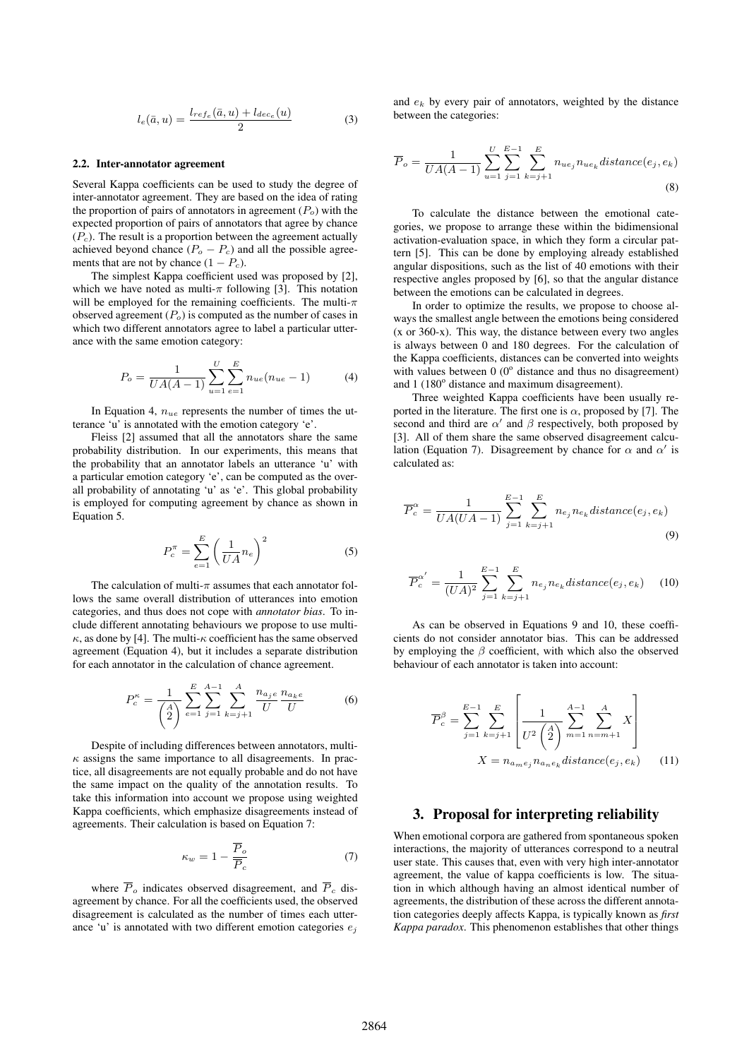$$l_e(\bar{a}, u) = \frac{l_{ref_e}(\bar{a}, u) + l_{dec_e}(u)}{2} \tag{3}$$

### 2.2. Inter-annotator agreement

Several Kappa coefficients can be used to study the degree of inter-annotator agreement. They are based on the idea of rating the proportion of pairs of annotators in agreement ($P_o$) with the expected proportion of pairs of annotators that agree by chance ($P_c$). The result is a proportion between the agreement actually achieved beyond chance ($P_o - P_c$) and all the possible agreements that are not by chance ($1 - P_c$).

The simplest Kappa coefficient used was proposed by [2], which we have noted as multi-$\pi$ following [3]. This notation will be employed for the remaining coefficients. The multi-$\pi$ observed agreement ($P_o$) is computed as the number of cases in which two different annotators agree to label a particular utterance with the same emotion category:

$$P_o = \frac{1}{UA(A-1)} \sum_{u=1}^{U} \sum_{e=1}^{E} n_{ue}(n_{ue} - 1) \tag{4}$$

In Equation 4, $n_{ue}$ represents the number of times the utterance 'u' is annotated with the emotion category 'e'.

Fleiss [2] assumed that all the annotators share the same probability distribution. In our experiments, this means that the probability that an annotator labels an utterance 'u' with a particular emotion category 'e', can be computed as the overall probability of annotating 'u' as 'e'. This global probability is employed for computing agreement by chance as shown in Equation 5.

$$P_c^{\pi} = \sum_{e=1}^{E} \left( \frac{1}{UA} n_e \right)^2 \tag{5}$$

The calculation of multi-$\pi$ assumes that each annotator follows the same overall distribution of utterances into emotion categories, and thus does not cope with *annotator bias*. To include different annotating behaviours we propose to use multi-$\kappa$, as done by [4]. The multi-$\kappa$ coefficient has the same observed agreement (Equation 4), but it includes a separate distribution for each annotator in the calculation of chance agreement.

$$P_c^{\kappa} = \frac{1}{\binom{A}{2}} \sum_{e=1}^{E} \sum_{j=1}^{A-1} \sum_{k=j+1}^{A} \frac{n_{a_j e}}{U} \frac{n_{a_k e}}{U} \tag{6}$$

Despite of including differences between annotators, multi-$\kappa$ assigns the same importance to all disagreements. In practice, all disagreements are not equally probable and do not have the same impact on the quality of the annotation results. To take this information into account we propose using weighted Kappa coefficients, which emphasize disagreements instead of agreements. Their calculation is based on Equation 7:

$$\kappa_w = 1 - \frac{\overline{P}_o}{\overline{P}_c} \tag{7}$$

where $\overline{P}_o$ indicates observed disagreement, and $\overline{P}_c$ disagreement by chance. For all the coefficients used, the observed disagreement is calculated as the number of times each utterance 'u' is annotated with two different emotion categories $e_j$ and $e_k$ by every pair of annotators, weighted by the distance between the categories:

$$\overline{P}_o = \frac{1}{UA(A-1)} \sum_{u=1}^{U} \sum_{j=1}^{E-1} \sum_{k=j+1}^{E} n_{ue_j} n_{ue_k} distance(e_j, e_k) \tag{8}$$

To calculate the distance between the emotional categories, we propose to arrange these within the bidimensional activation-evaluation space, in which they form a circular pattern [5]. This can be done by employing already established angular dispositions, such as the list of 40 emotions with their respective angles proposed by [6], so that the angular distance between the emotions can be calculated in degrees.

In order to optimize the results, we propose to choose always the smallest angle between the emotions being considered (x or 360-x). This way, the distance between every two angles is always between 0 and 180 degrees. For the calculation of the Kappa coefficients, distances can be converted into weights with values between 0 ($0^o$ distance and thus no disagreement) and 1 ($180^o$ distance and maximum disagreement).

Three weighted Kappa coefficients have been usually reported in the literature. The first one is $\alpha$, proposed by [7]. The second and third are $\alpha'$ and $\beta$ respectively, both proposed by [3]. All of them share the same observed disagreement calculation (Equation 7). Disagreement by chance for $\alpha$ and $\alpha'$ is calculated as:

$$\overline{P}_c^{\alpha} = \frac{1}{UA(UA-1)} \sum_{j=1}^{E-1} \sum_{k=j+1}^{E} n_{e_j} n_{e_k} distance(e_j, e_k) \tag{9}$$

$$\overline{P}_c^{\alpha'} = \frac{1}{(UA)^2} \sum_{j=1}^{E-1} \sum_{k=j+1}^{E} n_{e_j} n_{e_k} distance(e_j, e_k) \tag{10}$$

As can be observed in Equations 9 and 10, these coefficients do not consider annotator bias. This can be addressed by employing the $\beta$ coefficient, with which also the observed behaviour of each annotator is taken into account:

$$\overline{P}_c^{\beta} = \sum_{j=1}^{E-1} \sum_{k=j+1}^{E} \left[ \frac{1}{U^2 \binom{A}{2}} \sum_{m=1}^{A-1} \sum_{n=m+1}^{A} X \right]$$
$$X = n_{a_m e_j} n_{a_n e_k} distance(e_j, e_k) \tag{11}$$

## 3. Proposal for interpreting reliability

When emotional corpora are gathered from spontaneous spoken interactions, the majority of utterances correspond to a neutral user state. This causes that, even with very high inter-annotator agreement, the value of kappa coefficients is low. The situation in which although having an almost identical number of agreements, the distribution of these across the different annotation categories deeply affects Kappa, is typically known as *first Kappa paradox*. This phenomenon establishes that other things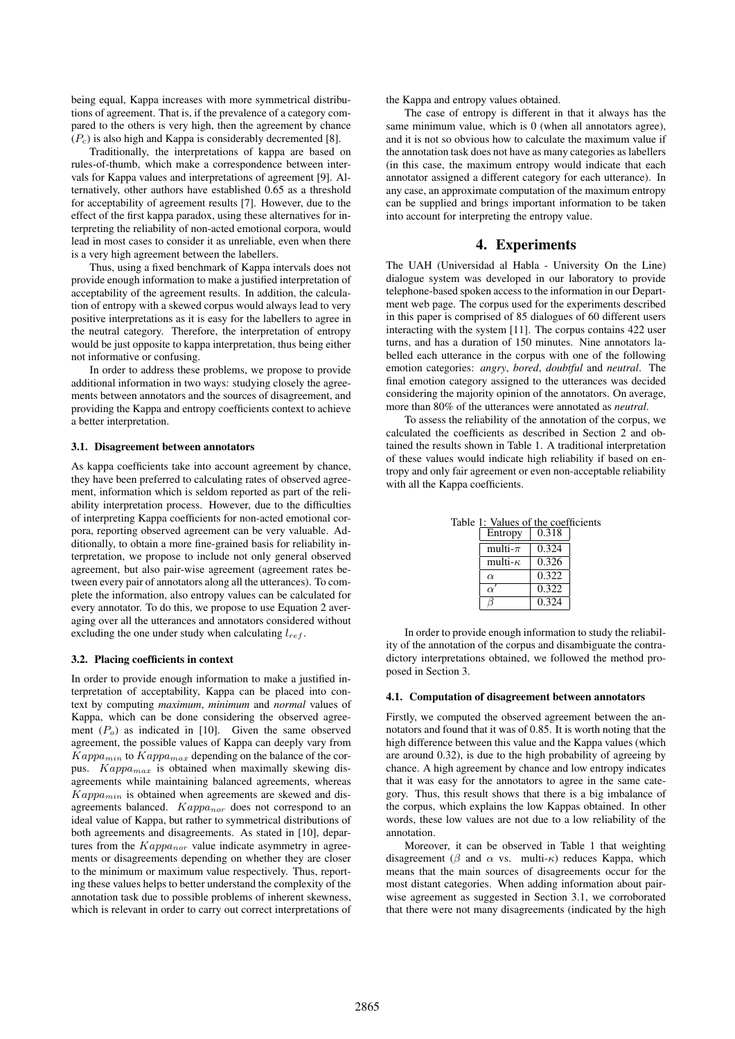being equal, Kappa increases with more symmetrical distributions of agreement. That is, if the prevalence of a category compared to the others is very high, then the agreement by chance ($P_c$) is also high and Kappa is considerably decremented [8].

Traditionally, the interpretations of kappa are based on rules-of-thumb, which make a correspondence between intervals for Kappa values and interpretations of agreement [9]. Alternatively, other authors have established 0.65 as a threshold for acceptability of agreement results [7]. However, due to the effect of the first kappa paradox, using these alternatives for interpreting the reliability of non-acted emotional corpora, would lead in most cases to consider it as unreliable, even when there is a very high agreement between the labellers.

Thus, using a fixed benchmark of Kappa intervals does not provide enough information to make a justified interpretation of acceptability of the agreement results. In addition, the calculation of entropy with a skewed corpus would always lead to very positive interpretations as it is easy for the labellers to agree in the neutral category. Therefore, the interpretation of entropy would be just opposite to kappa interpretation, thus being either not informative or confusing.

In order to address these problems, we propose to provide additional information in two ways: studying closely the agreements between annotators and the sources of disagreement, and providing the Kappa and entropy coefficients context to achieve a better interpretation.

### 3.1. Disagreement between annotators

As kappa coefficients take into account agreement by chance, they have been preferred to calculating rates of observed agreement, information which is seldom reported as part of the reliability interpretation process. However, due to the difficulties of interpreting Kappa coefficients for non-acted emotional corpora, reporting observed agreement can be very valuable. Additionally, to obtain a more fine-grained basis for reliability interpretation, we propose to include not only general observed agreement, but also pair-wise agreement (agreement rates between every pair of annotators along all the utterances). To complete the information, also entropy values can be calculated for every annotator. To do this, we propose to use Equation 2 averaging over all the utterances and annotators considered without excluding the one under study when calculating $l_{ref}$.

### 3.2. Placing coefficients in context

In order to provide enough information to make a justified interpretation of acceptability, Kappa can be placed into context by computing *maximum*, *minimum* and *normal* values of Kappa, which can be done considering the observed agreement ($P_o$) as indicated in [10]. Given the same observed agreement, the possible values of Kappa can deeply vary from $Kappa_{min}$ to $Kappa_{max}$ depending on the balance of the corpus. $Kappa_{max}$ is obtained when maximally skewing disagreements while maintaining balanced agreements, whereas $Kappa_{min}$ is obtained when agreements are skewed and disagreements balanced. $Kappa_{nor}$ does not correspond to an ideal value of Kappa, but rather to symmetrical distributions of both agreements and disagreements. As stated in [10], departures from the $Kappa_{nor}$ value indicate asymmetry in agreements or disagreements depending on whether they are closer to the minimum or maximum value respectively. Thus, reporting these values helps to better understand the complexity of the annotation task due to possible problems of inherent skewness, which is relevant in order to carry out correct interpretations of the Kappa and entropy values obtained.

The case of entropy is different in that it always has the same minimum value, which is 0 (when all annotators agree), and it is not so obvious how to calculate the maximum value if the annotation task does not have as many categories as labellers (in this case, the maximum entropy would indicate that each annotator assigned a different category for each utterance). In any case, an approximate computation of the maximum entropy can be supplied and brings important information to be taken into account for interpreting the entropy value.

## 4. Experiments

The UAH (Universidad al Habla - University On the Line) dialogue system was developed in our laboratory to provide telephone-based spoken access to the information in our Department web page. The corpus used for the experiments described in this paper is comprised of 85 dialogues of 60 different users interacting with the system [11]. The corpus contains 422 user turns, and has a duration of 150 minutes. Nine annotators labelled each utterance in the corpus with one of the following emotion categories: *angry*, *bored*, *doubtful* and *neutral*. The final emotion category assigned to the utterances was decided considering the majority opinion of the annotators. On average, more than 80% of the utterances were annotated as *neutral*.

To assess the reliability of the annotation of the corpus, we calculated the coefficients as described in Section 2 and obtained the results shown in Table 1. A traditional interpretation of these values would indicate high reliability if based on entropy and only fair agreement or even non-acceptable reliability with all the Kappa coefficients.

Table 1: Values of the coefficients

| Entropy | 0.318 |
|---|---|
| multi-$\pi$ | 0.324 |
| multi-$\kappa$ | 0.326 |
| $\alpha$ | 0.322 |
| $\alpha'$ | 0.322 |
| $\beta$ | 0.324 |

In order to provide enough information to study the reliability of the annotation of the corpus and disambiguate the contradictory interpretations obtained, we followed the method proposed in Section 3.

### 4.1. Computation of disagreement between annotators

Firstly, we computed the observed agreement between the annotators and found that it was of 0.85. It is worth noting that the high difference between this value and the Kappa values (which are around 0.32), is due to the high probability of agreeing by chance. A high agreement by chance and low entropy indicates that it was easy for the annotators to agree in the same category. Thus, this result shows that there is a big imbalance of the corpus, which explains the low Kappas obtained. In other words, these low values are not due to a low reliability of the annotation.

Moreover, it can be observed in Table 1 that weighting disagreement ($\beta$ and $\alpha$ vs. multi-$\kappa$) reduces Kappa, which means that the main sources of disagreements occur for the most distant categories. When adding information about pairwise agreement as suggested in Section 3.1, we corroborated that there were not many disagreements (indicated by the high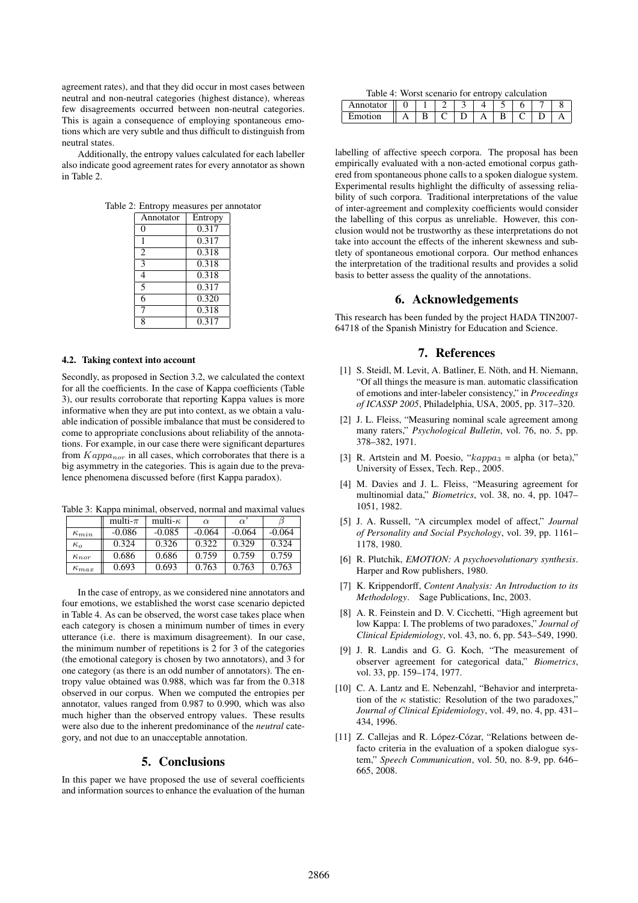agreement rates), and that they did occur in most cases between neutral and non-neutral categories (highest distance), whereas few disagreements occurred between non-neutral categories. This is again a consequence of employing spontaneous emotions which are very subtle and thus difficult to distinguish from neutral states.

Additionally, the entropy values calculated for each labeller also indicate good agreement rates for every annotator as shown in Table 2.

Table 2: Entropy measures per annotator

| Annotator | Entropy |
|---|---|
| 0 | 0.317 |
| 1 | 0.317 |
| 2 | 0.318 |
| 3 | 0.318 |
| 4 | 0.318 |
| 5 | 0.317 |
| 6 | 0.320 |
| 7 | 0.318 |
| 8 | 0.317 |

### 4.2. Taking context into account

Secondly, as proposed in Section 3.2, we calculated the context for all the coefficients. In the case of Kappa coefficients (Table 3), our results corroborate that reporting Kappa values is more informative when they are put into context, as we obtain a valuable indication of possible imbalance that must be considered to come to appropriate conclusions about reliability of the annotations. For example, in our case there were significant departures from $Kappa_{nor}$ in all cases, which corroborates that there is a big asymmetry in the categories. This is again due to the prevalence phenomena discussed before (first Kappa paradox).

Table 3: Kappa minimal, observed, normal and maximal values

| | multi-$\pi$ | multi-$\kappa$ | $\alpha$ | $\alpha$' | $\beta$ |
|---|---|---|---|---|---|
| $\kappa_{min}$ | -0.086 | -0.085 | -0.064 | -0.064 | -0.064 |
| $\kappa_o$ | 0.324 | 0.326 | 0.322 | 0.329 | 0.324 |
| $\kappa_{nor}$ | 0.686 | 0.686 | 0.759 | 0.759 | 0.759 |
| $\kappa_{max}$ | 0.693 | 0.693 | 0.763 | 0.763 | 0.763 |

In the case of entropy, as we considered nine annotators and four emotions, we established the worst case scenario depicted in Table 4. As can be observed, the worst case takes place when each category is chosen a minimum number of times in every utterance (i.e. there is maximum disagreement). In our case, the minimum number of repetitions is 2 for 3 of the categories (the emotional category is chosen by two annotators), and 3 for one category (as there is an odd number of annotators). The entropy value obtained was 0.988, which was far from the 0.318 observed in our corpus. When we computed the entropies per annotator, values ranged from 0.987 to 0.990, which was also much higher than the observed entropy values. These results were also due to the inherent predominance of the *neutral* category, and not due to an unacceptable annotation.

Table 4: Worst scenario for entropy calculation

| Annotator | 0 | 1 | 2 | 3 | 4 | 5 | 6 | 7 | 8 |
|---|---|---|---|---|---|---|---|---|---|
| Emotion | A | B | C | D | A | B | C | D | A |

## 5. Conclusions

In this paper we have proposed the use of several coefficients and information sources to enhance the evaluation of the human labelling of affective speech corpora. The proposal has been empirically evaluated with a non-acted emotional corpus gathered from spontaneous phone calls to a spoken dialogue system. Experimental results highlight the difficulty of assessing reliability of such corpora. Traditional interpretations of the value of inter-agreement and complexity coefficients would consider the labelling of this corpus as unreliable. However, this conclusion would not be trustworthy as these interpretations do not take into account the effects of the inherent skewness and subtlety of spontaneous emotional corpora. Our method enhances the interpretation of the traditional results and provides a solid basis to better assess the quality of the annotations.

## 6. Acknowledgements

This research has been funded by the project HADA TIN2007-64718 of the Spanish Ministry for Education and Science.

## 7. References

[1] S. Steidl, M. Levit, A. Batliner, E. Nöth, and H. Niemann, "Of all things the measure is man. automatic classification of emotions and inter-labeler consistency," in *Proceedings of ICASSP 2005*, Philadelphia, USA, 2005, pp. 317–320.

[2] J. L. Fleiss, "Measuring nominal scale agreement among many raters," *Psychological Bulletin*, vol. 76, no. 5, pp. 378–382, 1971.

[3] R. Artstein and M. Poesio, "$kappa_3$ = alpha (or beta)," University of Essex, Tech. Rep., 2005.

[4] M. Davies and J. L. Fleiss, "Measuring agreement for multinomial data," *Biometrics*, vol. 38, no. 4, pp. 1047–1051, 1982.

[5] J. A. Russell, "A circumplex model of affect," *Journal of Personality and Social Psychology*, vol. 39, pp. 1161–1178, 1980.

[6] R. Plutchik, *EMOTION: A psychoevolutionary synthesis*. Harper and Row publishers, 1980.

[7] K. Krippendorff, *Content Analysis: An Introduction to its Methodology*. Sage Publications, Inc, 2003.

[8] A. R. Feinstein and D. V. Cicchetti, "High agreement but low Kappa: I. The problems of two paradoxes," *Journal of Clinical Epidemiology*, vol. 43, no. 6, pp. 543–549, 1990.

[9] J. R. Landis and G. G. Koch, "The measurement of observer agreement for categorical data," *Biometrics*, vol. 33, pp. 159–174, 1977.

[10] C. A. Lantz and E. Nebenzahl, "Behavior and interpretation of the $\kappa$ statistic: Resolution of the two paradoxes," *Journal of Clinical Epidemiology*, vol. 49, no. 4, pp. 431–434, 1996.

[11] Z. Callejas and R. López-Cózar, "Relations between de-facto criteria in the evaluation of a spoken dialogue system," *Speech Communication*, vol. 50, no. 8-9, pp. 646–665, 2008.